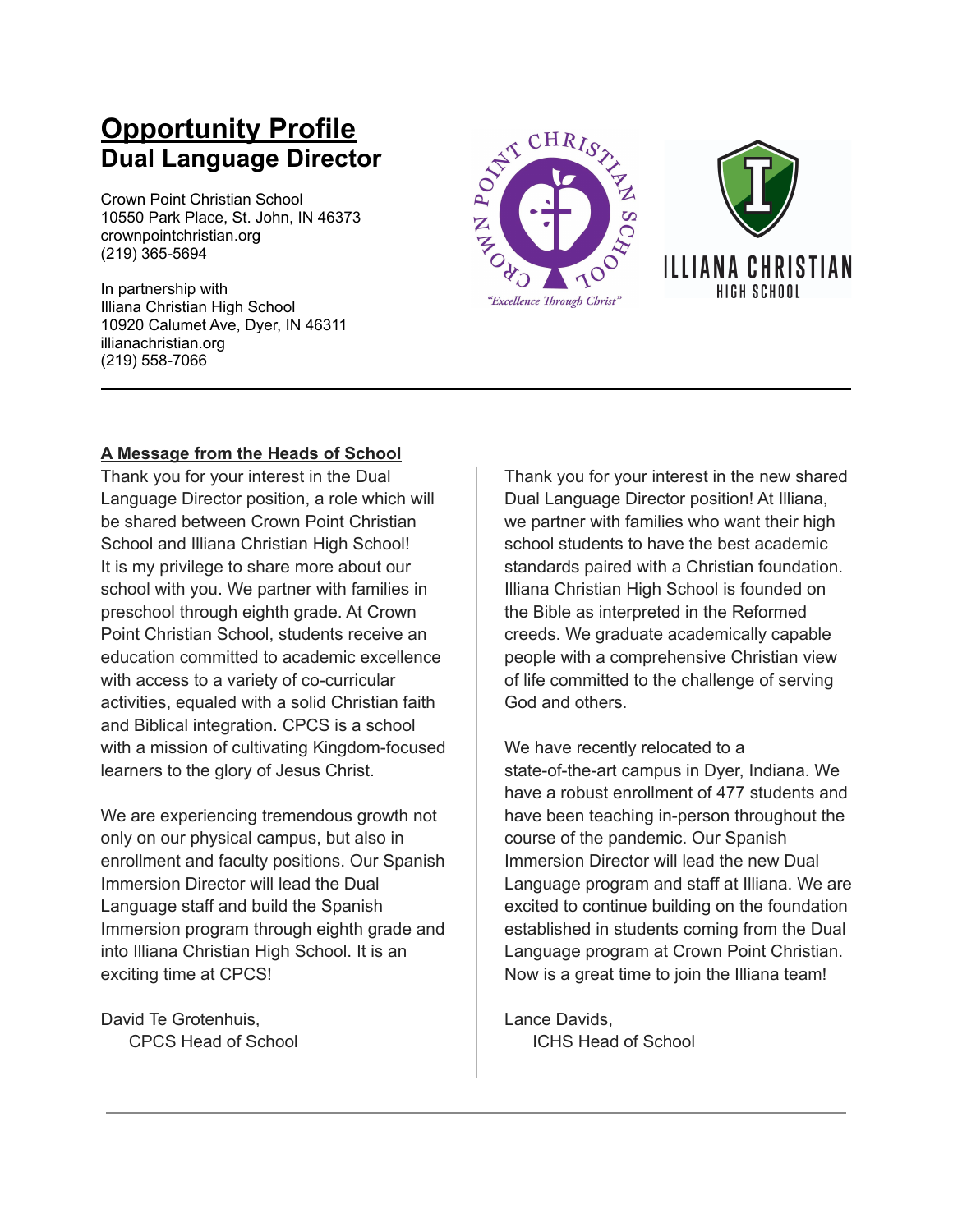# Opportunity Profile

## Dual Language Director

Crown Point Christian School
10550 Park Place, St. John, IN 46373
crownpointchristian.org
(219) 365-5694

In partnership with
Illiana Christian High School
10920 Calumet Ave, Dyer, IN 46311
illianachristian.org
(219) 558-7066

---

### A Message from the Heads of School

Thank you for your interest in the Dual Language Director position, a role which will be shared between Crown Point Christian School and Illiana Christian High School! It is my privilege to share more about our school with you. We partner with families in preschool through eighth grade. At Crown Point Christian School, students receive an education committed to academic excellence with access to a variety of co-curricular activities, equaled with a solid Christian faith and Biblical integration. CPCS is a school with a mission of cultivating Kingdom-focused learners to the glory of Jesus Christ.

We are experiencing tremendous growth not only on our physical campus, but also in enrollment and faculty positions. Our Spanish Immersion Director will lead the Dual Language staff and build the Spanish Immersion program through eighth grade and into Illiana Christian High School. It is an exciting time at CPCS!

David Te Grotenhuis,
CPCS Head of School

Thank you for your interest in the new shared Dual Language Director position! At Illiana, we partner with families who want their high school students to have the best academic standards paired with a Christian foundation. Illiana Christian High School is founded on the Bible as interpreted in the Reformed creeds. We graduate academically capable people with a comprehensive Christian view of life committed to the challenge of serving God and others.

We have recently relocated to a state-of-the-art campus in Dyer, Indiana. We have a robust enrollment of 477 students and have been teaching in-person throughout the course of the pandemic. Our Spanish Immersion Director will lead the new Dual Language program and staff at Illiana. We are excited to continue building on the foundation established in students coming from the Dual Language program at Crown Point Christian. Now is a great time to join the Illiana team!

Lance Davids,
ICHS Head of School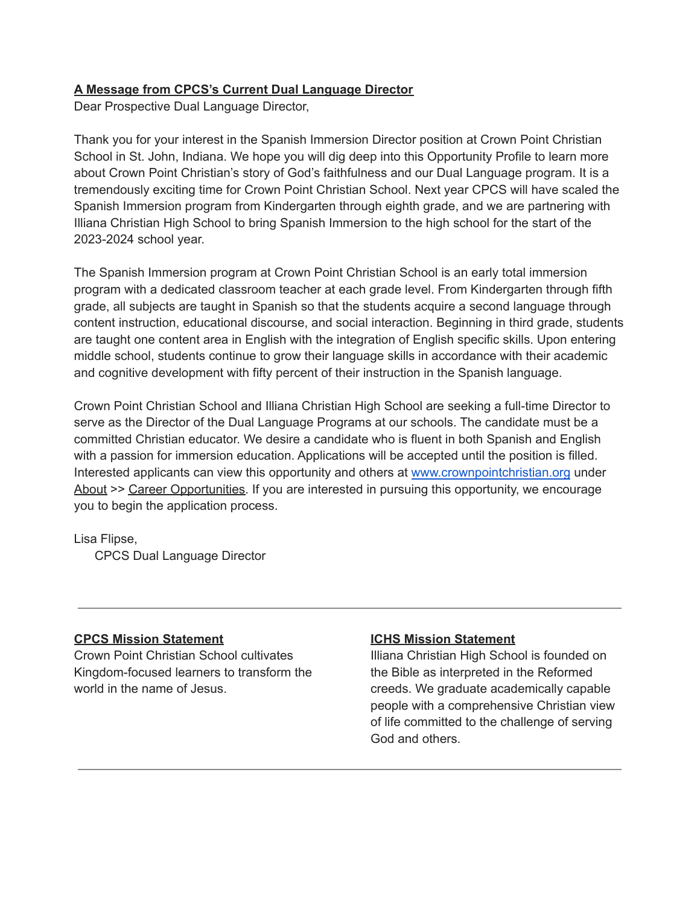## A Message from CPCS's Current Dual Language Director

Dear Prospective Dual Language Director,

Thank you for your interest in the Spanish Immersion Director position at Crown Point Christian School in St. John, Indiana. We hope you will dig deep into this Opportunity Profile to learn more about Crown Point Christian's story of God's faithfulness and our Dual Language program. It is a tremendously exciting time for Crown Point Christian School. Next year CPCS will have scaled the Spanish Immersion program from Kindergarten through eighth grade, and we are partnering with Illiana Christian High School to bring Spanish Immersion to the high school for the start of the 2023-2024 school year.

The Spanish Immersion program at Crown Point Christian School is an early total immersion program with a dedicated classroom teacher at each grade level. From Kindergarten through fifth grade, all subjects are taught in Spanish so that the students acquire a second language through content instruction, educational discourse, and social interaction. Beginning in third grade, students are taught one content area in English with the integration of English specific skills. Upon entering middle school, students continue to grow their language skills in accordance with their academic and cognitive development with fifty percent of their instruction in the Spanish language.

Crown Point Christian School and Illiana Christian High School are seeking a full-time Director to serve as the Director of the Dual Language Programs at our schools. The candidate must be a committed Christian educator. We desire a candidate who is fluent in both Spanish and English with a passion for immersion education. Applications will be accepted until the position is filled. Interested applicants can view this opportunity and others at www.crownpointchristian.org under About >> Career Opportunities. If you are interested in pursuing this opportunity, we encourage you to begin the application process.

Lisa Flipse,
CPCS Dual Language Director

---

## CPCS Mission Statement

Crown Point Christian School cultivates Kingdom-focused learners to transform the world in the name of Jesus.

## ICHS Mission Statement

Illiana Christian High School is founded on the Bible as interpreted in the Reformed creeds. We graduate academically capable people with a comprehensive Christian view of life committed to the challenge of serving God and others.

---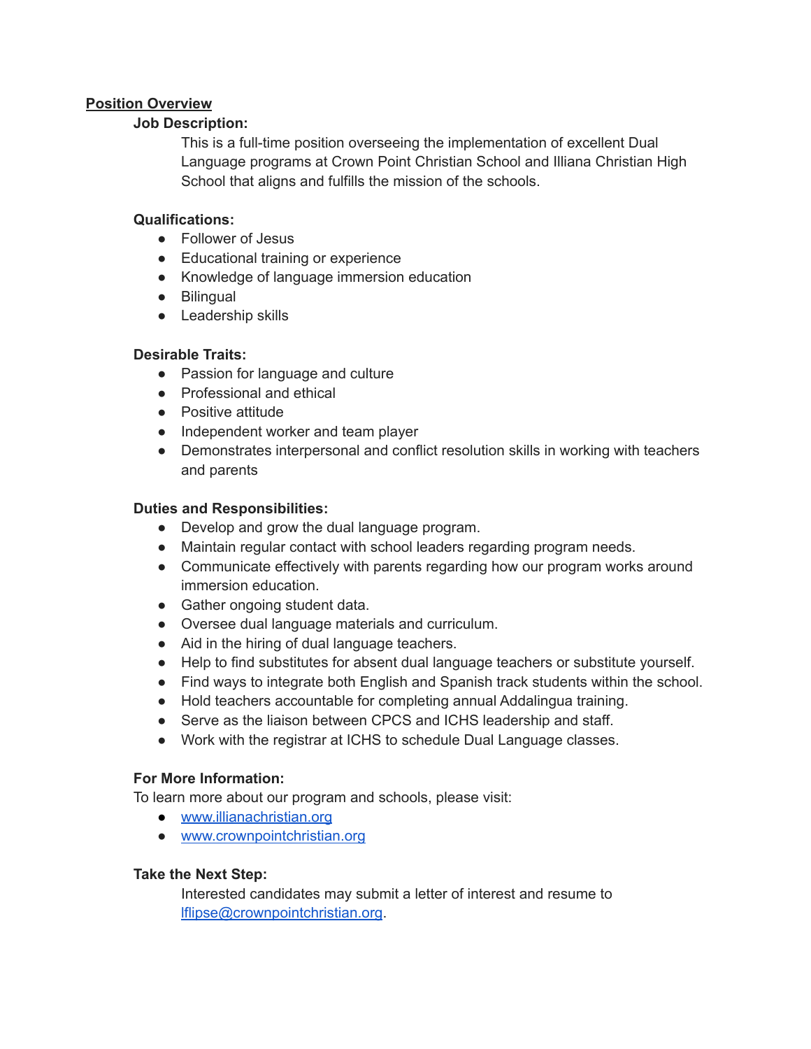## Position Overview

### Job Description:

This is a full-time position overseeing the implementation of excellent Dual Language programs at Crown Point Christian School and Illiana Christian High School that aligns and fulfills the mission of the schools.

### Qualifications:

- Follower of Jesus
- Educational training or experience
- Knowledge of language immersion education
- Bilingual
- Leadership skills

### Desirable Traits:

- Passion for language and culture
- Professional and ethical
- Positive attitude
- Independent worker and team player
- Demonstrates interpersonal and conflict resolution skills in working with teachers and parents

### Duties and Responsibilities:

- Develop and grow the dual language program.
- Maintain regular contact with school leaders regarding program needs.
- Communicate effectively with parents regarding how our program works around immersion education.
- Gather ongoing student data.
- Oversee dual language materials and curriculum.
- Aid in the hiring of dual language teachers.
- Help to find substitutes for absent dual language teachers or substitute yourself.
- Find ways to integrate both English and Spanish track students within the school.
- Hold teachers accountable for completing annual Addalingua training.
- Serve as the liaison between CPCS and ICHS leadership and staff.
- Work with the registrar at ICHS to schedule Dual Language classes.

### For More Information:

To learn more about our program and schools, please visit:

- [www.illianachristian.org](http://www.illianachristian.org)
- [www.crownpointchristian.org](http://www.crownpointchristian.org)

### Take the Next Step:

Interested candidates may submit a letter of interest and resume to [lflipse@crownpointchristian.org](mailto:lflipse@crownpointchristian.org).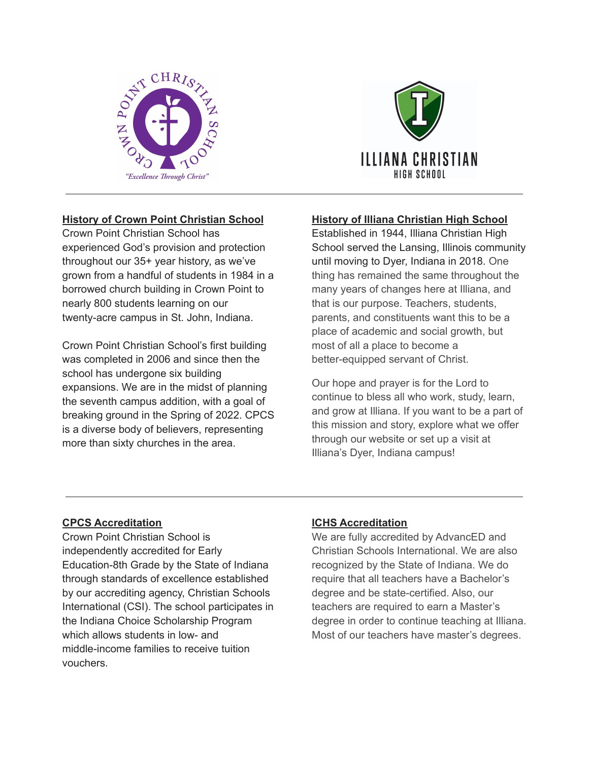**History of Crown Point Christian School**

Crown Point Christian School has experienced God's provision and protection throughout our 35+ year history, as we've grown from a handful of students in 1984 in a borrowed church building in Crown Point to nearly 800 students learning on our twenty-acre campus in St. John, Indiana.

Crown Point Christian School's first building was completed in 2006 and since then the school has undergone six building expansions. We are in the midst of planning the seventh campus addition, with a goal of breaking ground in the Spring of 2022. CPCS is a diverse body of believers, representing more than sixty churches in the area.

**History of Illiana Christian High School**

Established in 1944, Illiana Christian High School served the Lansing, Illinois community until moving to Dyer, Indiana in 2018. One thing has remained the same throughout the many years of changes here at Illiana, and that is our purpose. Teachers, students, parents, and constituents want this to be a place of academic and social growth, but most of all a place to become a better-equipped servant of Christ.

Our hope and prayer is for the Lord to continue to bless all who work, study, learn, and grow at Illiana. If you want to be a part of this mission and story, explore what we offer through our website or set up a visit at Illiana's Dyer, Indiana campus!

**CPCS Accreditation**

Crown Point Christian School is independently accredited for Early Education-8th Grade by the State of Indiana through standards of excellence established by our accrediting agency, Christian Schools International (CSI). The school participates in the Indiana Choice Scholarship Program which allows students in low- and middle-income families to receive tuition vouchers.

**ICHS Accreditation**

We are fully accredited by AdvancED and Christian Schools International. We are also recognized by the State of Indiana. We do require that all teachers have a Bachelor's degree and be state-certified. Also, our teachers are required to earn a Master's degree in order to continue teaching at Illiana. Most of our teachers have master's degrees.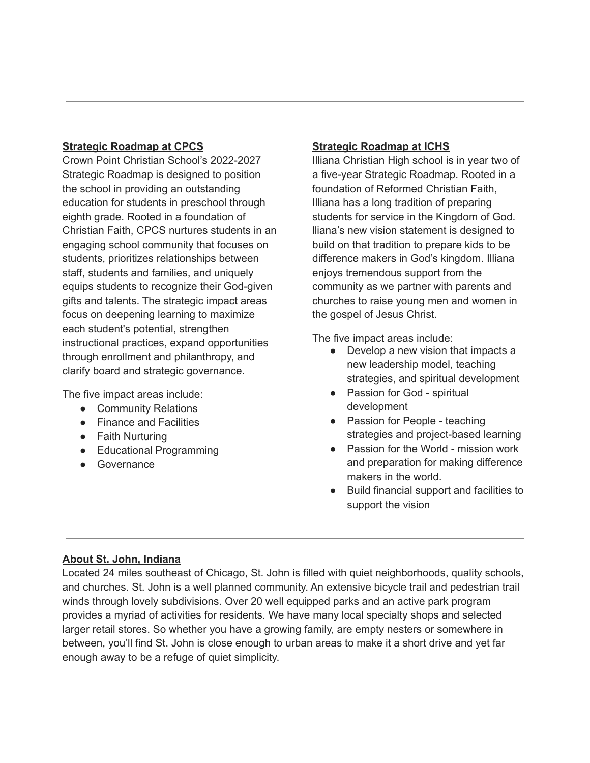**Strategic Roadmap at CPCS**

Crown Point Christian School's 2022-2027 Strategic Roadmap is designed to position the school in providing an outstanding education for students in preschool through eighth grade. Rooted in a foundation of Christian Faith, CPCS nurtures students in an engaging school community that focuses on students, prioritizes relationships between staff, students and families, and uniquely equips students to recognize their God-given gifts and talents. The strategic impact areas focus on deepening learning to maximize each student's potential, strengthen instructional practices, expand opportunities through enrollment and philanthropy, and clarify board and strategic governance.

The five impact areas include:

- Community Relations
- Finance and Facilities
- Faith Nurturing
- Educational Programming
- Governance

**Strategic Roadmap at ICHS**

Illiana Christian High school is in year two of a five-year Strategic Roadmap. Rooted in a foundation of Reformed Christian Faith, Illiana has a long tradition of preparing students for service in the Kingdom of God. lliana's new vision statement is designed to build on that tradition to prepare kids to be difference makers in God's kingdom. Illiana enjoys tremendous support from the community as we partner with parents and churches to raise young men and women in the gospel of Jesus Christ.

The five impact areas include:

- Develop a new vision that impacts a new leadership model, teaching strategies, and spiritual development
- Passion for God - spiritual development
- Passion for People - teaching strategies and project-based learning
- Passion for the World - mission work and preparation for making difference makers in the world.
- Build financial support and facilities to support the vision

---

**About St. John, Indiana**

Located 24 miles southeast of Chicago, St. John is filled with quiet neighborhoods, quality schools, and churches. St. John is a well planned community. An extensive bicycle trail and pedestrian trail winds through lovely subdivisions. Over 20 well equipped parks and an active park program provides a myriad of activities for residents. We have many local specialty shops and selected larger retail stores. So whether you have a growing family, are empty nesters or somewhere in between, you'll find St. John is close enough to urban areas to make it a short drive and yet far enough away to be a refuge of quiet simplicity.